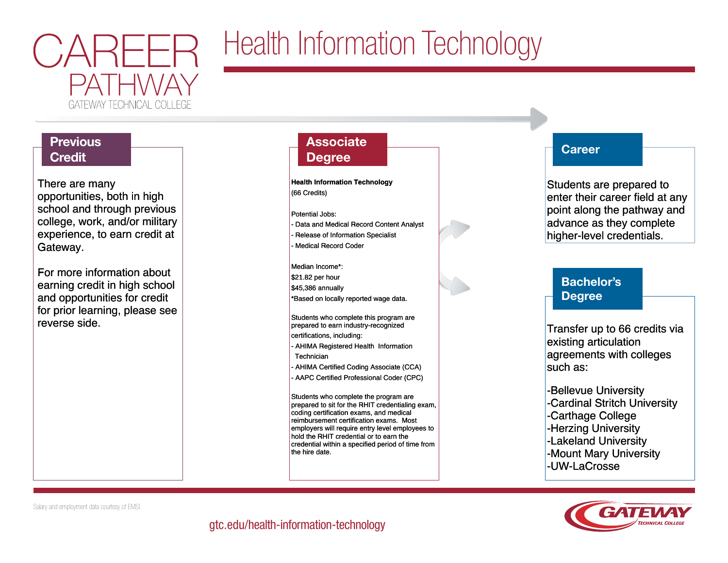# CAREER PATHWAY

GATEWAY TECHNICAL COLLEGE

# Health Information Technology

## Previous Credit

There are many opportunities, both in high school and through previous college, work, and/or military experience, to earn credit at Gateway.

For more information about earning credit in high school and opportunities for credit for prior learning, please see reverse side.

## Associate Degree

**Health Information Technology**
(66 Credits)

Potential Jobs:
- Data and Medical Record Content Analyst
- Release of Information Specialist
- Medical Record Coder

Median Income*:
$21.82 per hour
$45,386 annually
*Based on locally reported wage data.

Students who complete this program are prepared to earn industry-recognized certifications, including:
- AHIMA Registered Health Information Technician
- AHIMA Certified Coding Associate (CCA)
- AAPC Certified Professional Coder (CPC)

Students who complete the program are prepared to sit for the RHIT credentialing exam, coding certification exams, and medical reimbursement certification exams. Most employers will require entry level employees to hold the RHIT credential or to earn the credential within a specified period of time from the hire date.

## Career

Students are prepared to enter their career field at any point along the pathway and advance as they complete higher-level credentials.

## Bachelor's Degree

Transfer up to 66 credits via existing articulation agreements with colleges such as:

-Bellevue University
-Cardinal Stritch University
-Carthage College
-Herzing University
-Lakeland University
-Mount Mary University
-UW-LaCrosse

Salary and employment data courtesy of EMSI.

gtc.edu/health-information-technology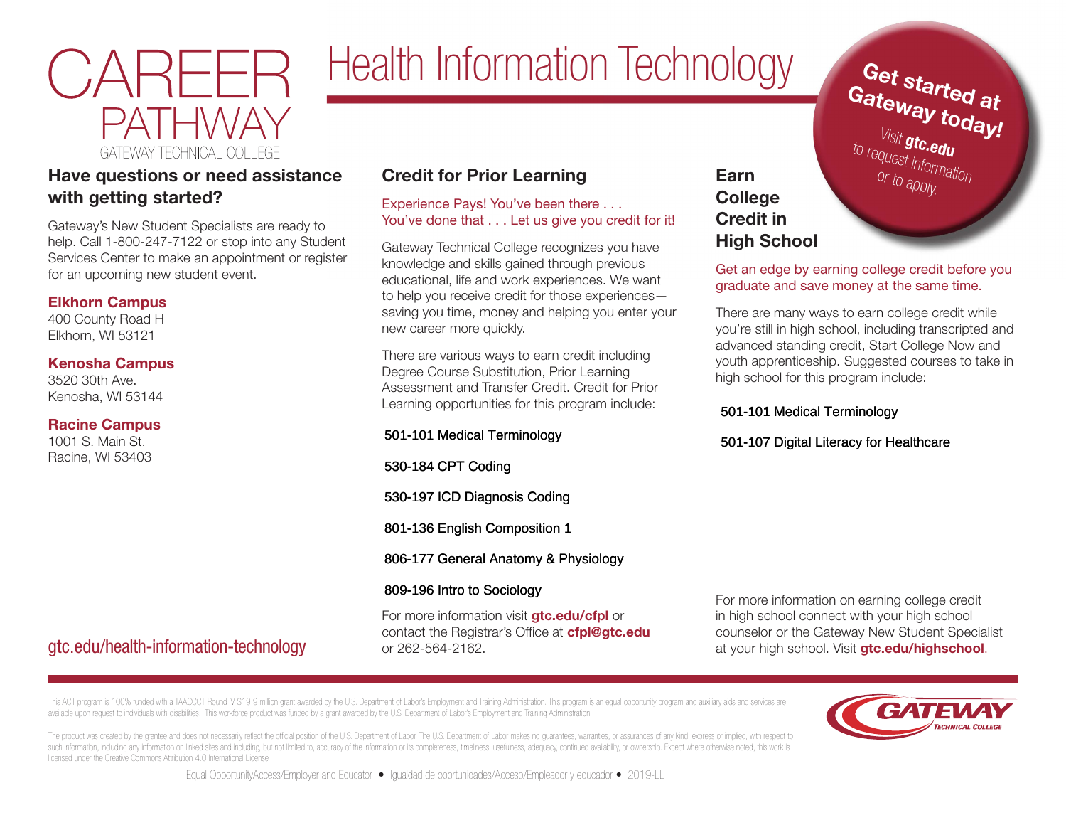# CAREER PATHWAY

GATEWAY TECHNICAL COLLEGE

# Health Information Technology

**Get started at Gateway today!**

Visit **gtc.edu** to request information or to apply.

## Have questions or need assistance with getting started?

Gateway's New Student Specialists are ready to help. Call 1-800-247-7122 or stop into any Student Services Center to make an appointment or register for an upcoming new student event.

**Elkhorn Campus**
400 County Road H
Elkhorn, WI 53121

**Kenosha Campus**
3520 30th Ave.
Kenosha, WI 53144

**Racine Campus**
1001 S. Main St.
Racine, WI 53403

gtc.edu/health-information-technology

## Credit for Prior Learning

Experience Pays! You've been there . . .
You've done that . . . Let us give you credit for it!

Gateway Technical College recognizes you have knowledge and skills gained through previous educational, life and work experiences. We want to help you receive credit for those experiences—saving you time, money and helping you enter your new career more quickly.

There are various ways to earn credit including Degree Course Substitution, Prior Learning Assessment and Transfer Credit. Credit for Prior Learning opportunities for this program include:

501-101 Medical Terminology

530-184 CPT Coding

530-197 ICD Diagnosis Coding

801-136 English Composition 1

806-177 General Anatomy & Physiology

809-196 Intro to Sociology

For more information visit **gtc.edu/cfpl** or contact the Registrar's Office at **cfpl@gtc.edu** or 262-564-2162.

## Earn College Credit in High School

Get an edge by earning college credit before you graduate and save money at the same time.

There are many ways to earn college credit while you're still in high school, including transcripted and advanced standing credit, Start College Now and youth apprenticeship. Suggested courses to take in high school for this program include:

501-101 Medical Terminology

501-107 Digital Literacy for Healthcare

For more information on earning college credit in high school connect with your high school counselor or the Gateway New Student Specialist at your high school. Visit **gtc.edu/highschool**.

This ACT program is 100% funded with a TAACCCT Round IV $19.9 million grant awarded by the U.S. Department of Labor's Employment and Training Administration. This program is an equal opportunity program and auxiliary aids and services are available upon request to individuals with disabilities. This workforce product was funded by a grant awarded by the U.S. Department of Labor's Employment and Training Administration.

The product was created by the grantee and does not necessarily reflect the official position of the U.S. Department of Labor. The U.S. Department of Labor makes no guarantees, warranties, or assurances of any kind, express or implied, with respect to such information, including any information on linked sites and including, but not limited to, accuracy of the information or its completeness, timeliness, usefulness, adequacy, continued availability, or ownership. Except where otherwise noted, this work is licensed under the Creative Commons Attribution 4.0 International License.

GATEWAY TECHNICAL COLLEGE

Equal OpportunityAccess/Employer and Educator • Igualdad de oportunidades/Acceso/Empleador y educador • 2019-LL